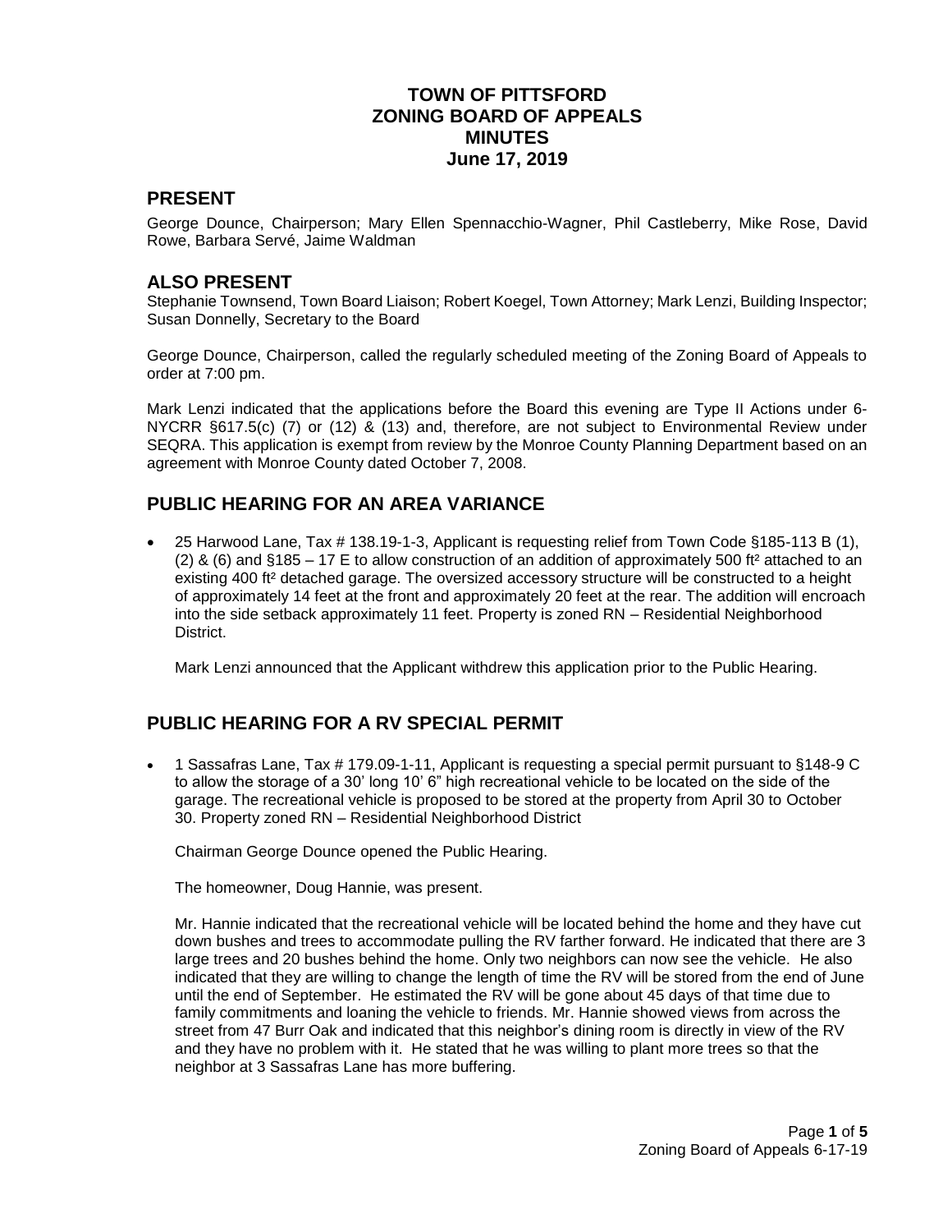# TOWN OF PITTSFORD
# ZONING BOARD OF APPEALS
# MINUTES
# June 17, 2019

## PRESENT

George Dounce, Chairperson; Mary Ellen Spennacchio-Wagner, Phil Castleberry, Mike Rose, David Rowe, Barbara Servé, Jaime Waldman

## ALSO PRESENT

Stephanie Townsend, Town Board Liaison; Robert Koegel, Town Attorney; Mark Lenzi, Building Inspector; Susan Donnelly, Secretary to the Board

George Dounce, Chairperson, called the regularly scheduled meeting of the Zoning Board of Appeals to order at 7:00 pm.

Mark Lenzi indicated that the applications before the Board this evening are Type II Actions under 6-NYCRR §617.5(c) (7) or (12) & (13) and, therefore, are not subject to Environmental Review under SEQRA. This application is exempt from review by the Monroe County Planning Department based on an agreement with Monroe County dated October 7, 2008.

## PUBLIC HEARING FOR AN AREA VARIANCE

- 25 Harwood Lane, Tax # 138.19-1-3, Applicant is requesting relief from Town Code §185-113 B (1), (2) & (6) and §185 – 17 E to allow construction of an addition of approximately 500 ft² attached to an existing 400 ft² detached garage. The oversized accessory structure will be constructed to a height of approximately 14 feet at the front and approximately 20 feet at the rear. The addition will encroach into the side setback approximately 11 feet. Property is zoned RN – Residential Neighborhood District.

  Mark Lenzi announced that the Applicant withdrew this application prior to the Public Hearing.

## PUBLIC HEARING FOR A RV SPECIAL PERMIT

- 1 Sassafras Lane, Tax # 179.09-1-11, Applicant is requesting a special permit pursuant to §148-9 C to allow the storage of a 30' long 10' 6" high recreational vehicle to be located on the side of the garage. The recreational vehicle is proposed to be stored at the property from April 30 to October 30. Property zoned RN – Residential Neighborhood District

  Chairman George Dounce opened the Public Hearing.

  The homeowner, Doug Hannie, was present.

  Mr. Hannie indicated that the recreational vehicle will be located behind the home and they have cut down bushes and trees to accommodate pulling the RV farther forward. He indicated that there are 3 large trees and 20 bushes behind the home. Only two neighbors can now see the vehicle. He also indicated that they are willing to change the length of time the RV will be stored from the end of June until the end of September. He estimated the RV will be gone about 45 days of that time due to family commitments and loaning the vehicle to friends. Mr. Hannie showed views from across the street from 47 Burr Oak and indicated that this neighbor's dining room is directly in view of the RV and they have no problem with it. He stated that he was willing to plant more trees so that the neighbor at 3 Sassafras Lane has more buffering.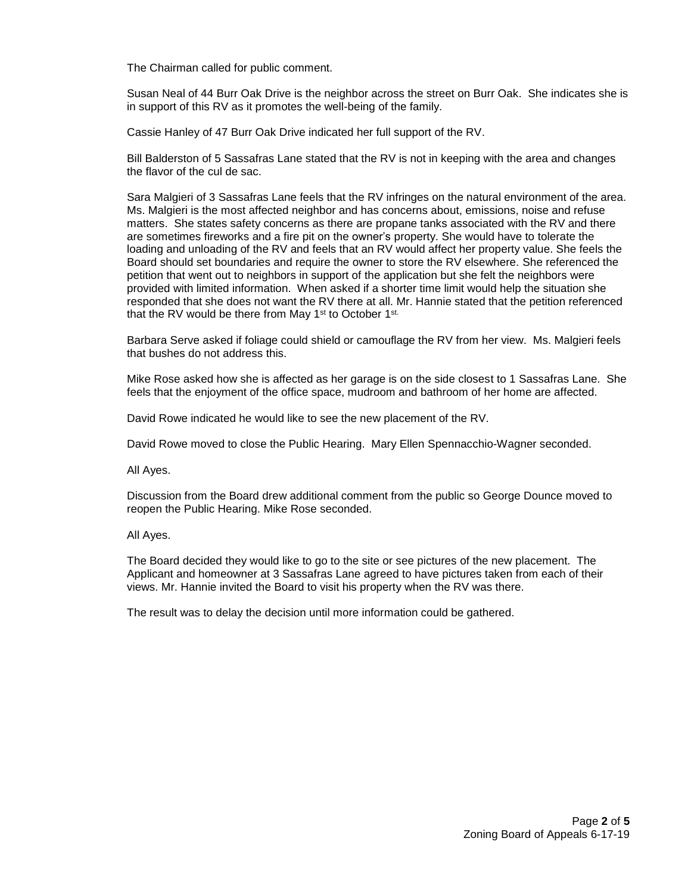The Chairman called for public comment.

Susan Neal of 44 Burr Oak Drive is the neighbor across the street on Burr Oak. She indicates she is in support of this RV as it promotes the well-being of the family.

Cassie Hanley of 47 Burr Oak Drive indicated her full support of the RV.

Bill Balderston of 5 Sassafras Lane stated that the RV is not in keeping with the area and changes the flavor of the cul de sac.

Sara Malgieri of 3 Sassafras Lane feels that the RV infringes on the natural environment of the area. Ms. Malgieri is the most affected neighbor and has concerns about, emissions, noise and refuse matters. She states safety concerns as there are propane tanks associated with the RV and there are sometimes fireworks and a fire pit on the owner's property. She would have to tolerate the loading and unloading of the RV and feels that an RV would affect her property value. She feels the Board should set boundaries and require the owner to store the RV elsewhere. She referenced the petition that went out to neighbors in support of the application but she felt the neighbors were provided with limited information. When asked if a shorter time limit would help the situation she responded that she does not want the RV there at all. Mr. Hannie stated that the petition referenced that the RV would be there from May 1st to October 1st.

Barbara Serve asked if foliage could shield or camouflage the RV from her view. Ms. Malgieri feels that bushes do not address this.

Mike Rose asked how she is affected as her garage is on the side closest to 1 Sassafras Lane. She feels that the enjoyment of the office space, mudroom and bathroom of her home are affected.

David Rowe indicated he would like to see the new placement of the RV.

David Rowe moved to close the Public Hearing. Mary Ellen Spennacchio-Wagner seconded.

All Ayes.

Discussion from the Board drew additional comment from the public so George Dounce moved to reopen the Public Hearing. Mike Rose seconded.

All Ayes.

The Board decided they would like to go to the site or see pictures of the new placement. The Applicant and homeowner at 3 Sassafras Lane agreed to have pictures taken from each of their views. Mr. Hannie invited the Board to visit his property when the RV was there.

The result was to delay the decision until more information could be gathered.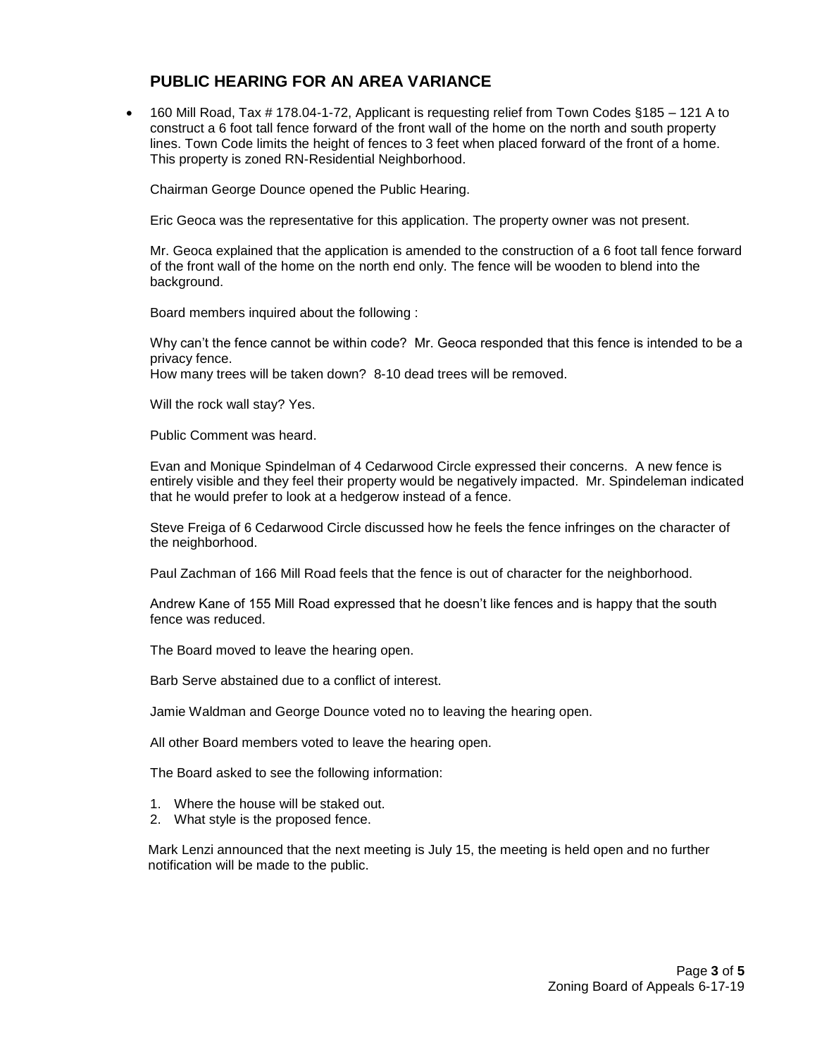## PUBLIC HEARING FOR AN AREA VARIANCE

- 160 Mill Road, Tax # 178.04-1-72, Applicant is requesting relief from Town Codes §185 – 121 A to construct a 6 foot tall fence forward of the front wall of the home on the north and south property lines. Town Code limits the height of fences to 3 feet when placed forward of the front of a home. This property is zoned RN-Residential Neighborhood.

  Chairman George Dounce opened the Public Hearing.

  Eric Geoca was the representative for this application. The property owner was not present.

  Mr. Geoca explained that the application is amended to the construction of a 6 foot tall fence forward of the front wall of the home on the north end only. The fence will be wooden to blend into the background.

  Board members inquired about the following :

  Why can't the fence cannot be within code? Mr. Geoca responded that this fence is intended to be a privacy fence.
  How many trees will be taken down? 8-10 dead trees will be removed.

  Will the rock wall stay? Yes.

  Public Comment was heard.

  Evan and Monique Spindelman of 4 Cedarwood Circle expressed their concerns. A new fence is entirely visible and they feel their property would be negatively impacted. Mr. Spindeleman indicated that he would prefer to look at a hedgerow instead of a fence.

  Steve Freiga of 6 Cedarwood Circle discussed how he feels the fence infringes on the character of the neighborhood.

  Paul Zachman of 166 Mill Road feels that the fence is out of character for the neighborhood.

  Andrew Kane of 155 Mill Road expressed that he doesn't like fences and is happy that the south fence was reduced.

  The Board moved to leave the hearing open.

  Barb Serve abstained due to a conflict of interest.

  Jamie Waldman and George Dounce voted no to leaving the hearing open.

  All other Board members voted to leave the hearing open.

  The Board asked to see the following information:

  1. Where the house will be staked out.
  2. What style is the proposed fence.

  Mark Lenzi announced that the next meeting is July 15, the meeting is held open and no further notification will be made to the public.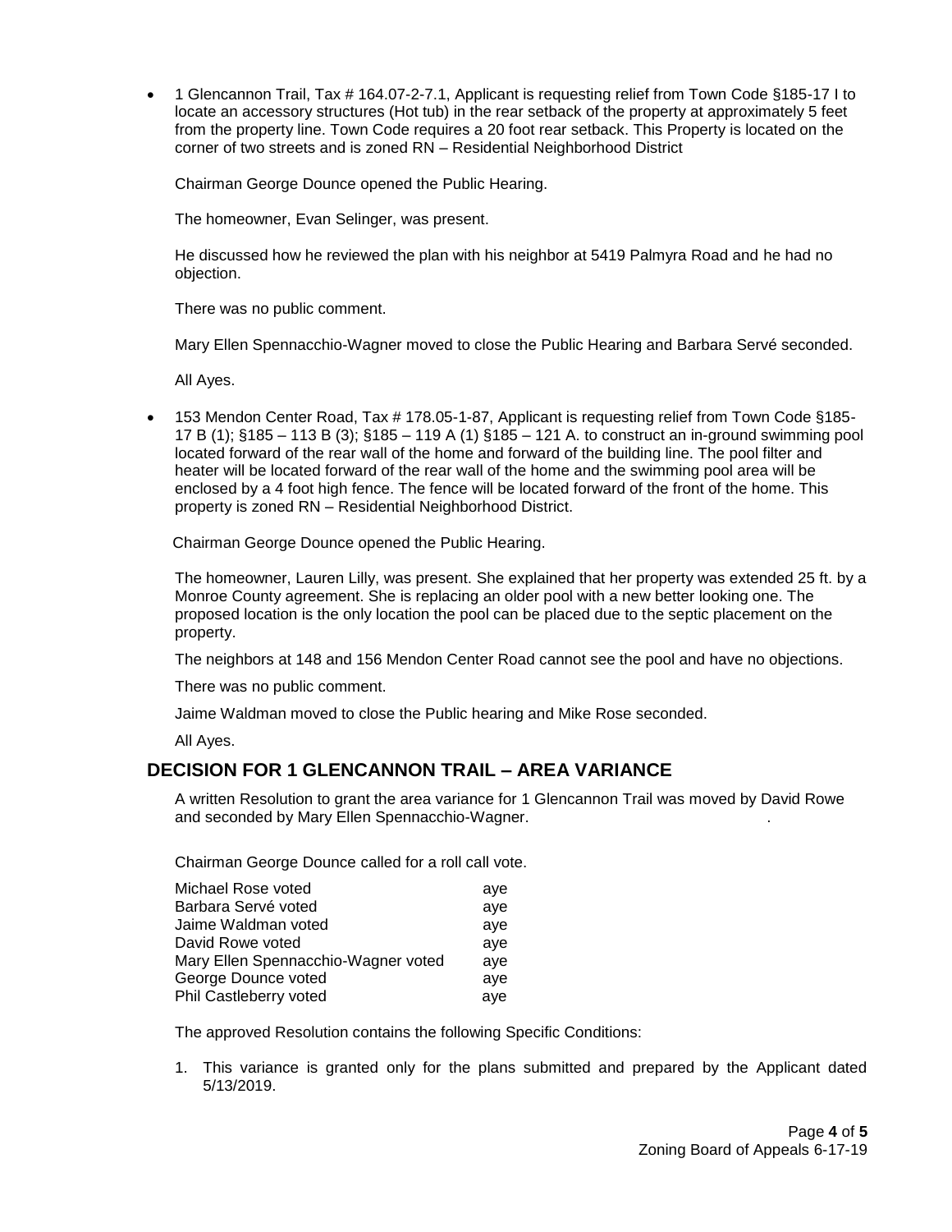- 1 Glencannon Trail, Tax # 164.07-2-7.1, Applicant is requesting relief from Town Code §185-17 I to locate an accessory structures (Hot tub) in the rear setback of the property at approximately 5 feet from the property line. Town Code requires a 20 foot rear setback. This Property is located on the corner of two streets and is zoned RN – Residential Neighborhood District

  Chairman George Dounce opened the Public Hearing.

  The homeowner, Evan Selinger, was present.

  He discussed how he reviewed the plan with his neighbor at 5419 Palmyra Road and he had no objection.

  There was no public comment.

  Mary Ellen Spennacchio-Wagner moved to close the Public Hearing and Barbara Servé seconded.

  All Ayes.

- 153 Mendon Center Road, Tax # 178.05-1-87, Applicant is requesting relief from Town Code §185-17 B (1); §185 – 113 B (3); §185 – 119 A (1) §185 – 121 A. to construct an in-ground swimming pool located forward of the rear wall of the home and forward of the building line. The pool filter and heater will be located forward of the rear wall of the home and the swimming pool area will be enclosed by a 4 foot high fence. The fence will be located forward of the front of the home. This property is zoned RN – Residential Neighborhood District.

  Chairman George Dounce opened the Public Hearing.

  The homeowner, Lauren Lilly, was present. She explained that her property was extended 25 ft. by a Monroe County agreement. She is replacing an older pool with a new better looking one. The proposed location is the only location the pool can be placed due to the septic placement on the property.

  The neighbors at 148 and 156 Mendon Center Road cannot see the pool and have no objections.

  There was no public comment.

  Jaime Waldman moved to close the Public hearing and Mike Rose seconded.

  All Ayes.

## DECISION FOR 1 GLENCANNON TRAIL – AREA VARIANCE

A written Resolution to grant the area variance for 1 Glencannon Trail was moved by David Rowe and seconded by Mary Ellen Spennacchio-Wagner.

Chairman George Dounce called for a roll call vote.

| | |
|---|---|
| Michael Rose voted | aye |
| Barbara Servé voted | aye |
| Jaime Waldman voted | aye |
| David Rowe voted | aye |
| Mary Ellen Spennacchio-Wagner voted | aye |
| George Dounce voted | aye |
| Phil Castleberry voted | aye |

The approved Resolution contains the following Specific Conditions:

1. This variance is granted only for the plans submitted and prepared by the Applicant dated 5/13/2019.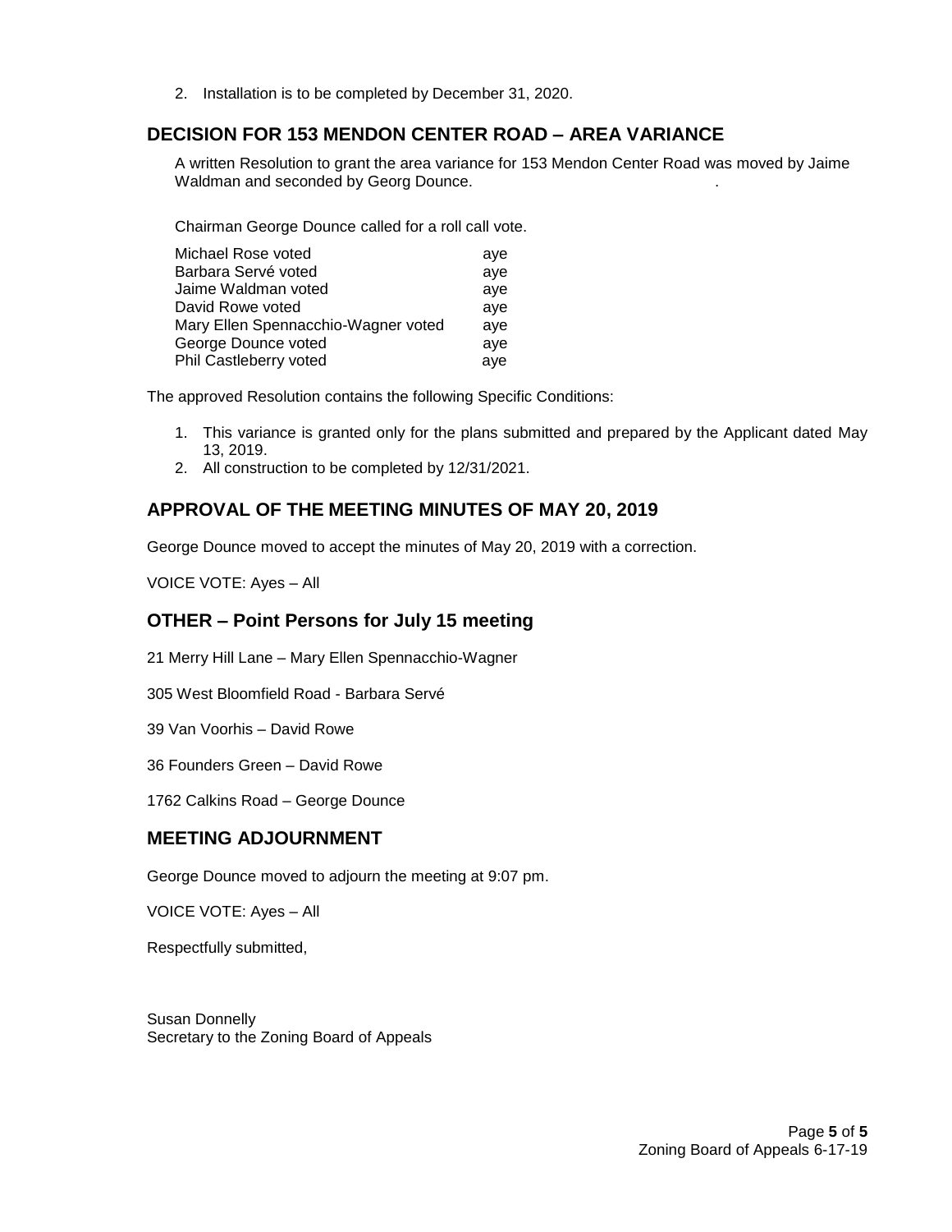2. Installation is to be completed by December 31, 2020.

## DECISION FOR 153 MENDON CENTER ROAD – AREA VARIANCE

A written Resolution to grant the area variance for 153 Mendon Center Road was moved by Jaime Waldman and seconded by Georg Dounce.

Chairman George Dounce called for a roll call vote.

| | |
|---|---|
| Michael Rose voted | aye |
| Barbara Servé voted | aye |
| Jaime Waldman voted | aye |
| David Rowe voted | aye |
| Mary Ellen Spennacchio-Wagner voted | aye |
| George Dounce voted | aye |
| Phil Castleberry voted | aye |

The approved Resolution contains the following Specific Conditions:

1. This variance is granted only for the plans submitted and prepared by the Applicant dated May 13, 2019.
2. All construction to be completed by 12/31/2021.

## APPROVAL OF THE MEETING MINUTES OF MAY 20, 2019

George Dounce moved to accept the minutes of May 20, 2019 with a correction.

VOICE VOTE: Ayes – All

## OTHER – Point Persons for July 15 meeting

21 Merry Hill Lane – Mary Ellen Spennacchio-Wagner

305 West Bloomfield Road - Barbara Servé

39 Van Voorhis – David Rowe

36 Founders Green – David Rowe

1762 Calkins Road – George Dounce

## MEETING ADJOURNMENT

George Dounce moved to adjourn the meeting at 9:07 pm.

VOICE VOTE: Ayes – All

Respectfully submitted,

Susan Donnelly
Secretary to the Zoning Board of Appeals